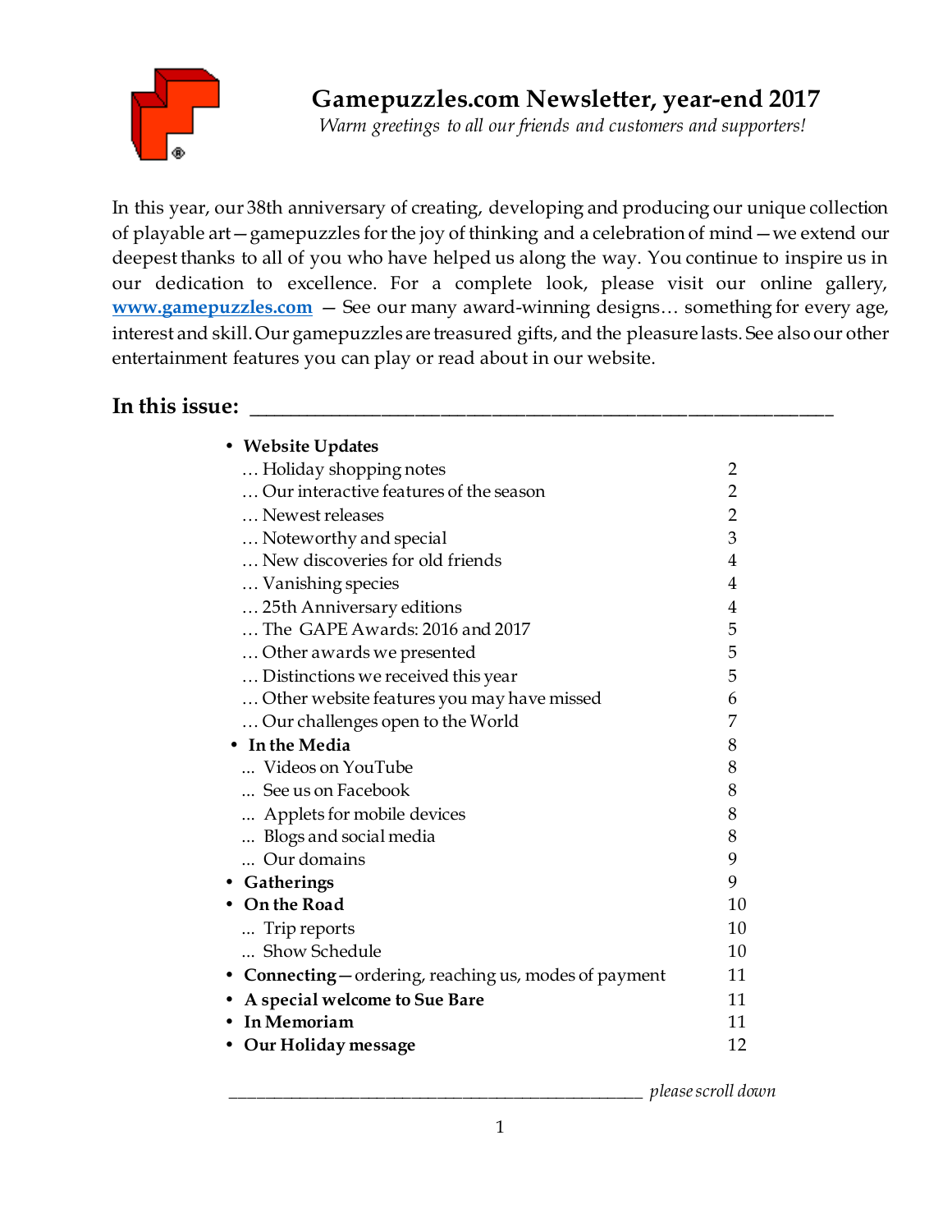# Gamepuzzles.com Newsletter, year-end 2017

*Warm greetings to all our friends and customers and supporters!*

In this year, our 38th anniversary of creating, developing and producing our unique collection of playable art—gamepuzzles for the joy of thinking and a celebration of mind—we extend our deepest thanks to all of you who have helped us along the way. You continue to inspire us in our dedication to excellence. For a complete look, please visit our online gallery, [www.gamepuzzles.com](http://www.gamepuzzles.com) — See our many award-winning designs… something for every age, interest and skill. Our gamepuzzles are treasured gifts, and the pleasure lasts. See also our other entertainment features you can play or read about in our website.

## In this issue:

| | |
|---|---|
| • **Website Updates** | |
| … Holiday shopping notes | 2 |
| … Our interactive features of the season | 2 |
| … Newest releases | 2 |
| … Noteworthy and special | 3 |
| … New discoveries for old friends | 4 |
| … Vanishing species | 4 |
| … 25th Anniversary editions | 4 |
| … The GAPE Awards: 2016 and 2017 | 5 |
| … Other awards we presented | 5 |
| … Distinctions we received this year | 5 |
| … Other website features you may have missed | 6 |
| … Our challenges open to the World | 7 |
| • **In the Media** | 8 |
| … Videos on YouTube | 8 |
| … See us on Facebook | 8 |
| … Applets for mobile devices | 8 |
| … Blogs and social media | 8 |
| … Our domains | 9 |
| • **Gatherings** | 9 |
| • **On the Road** | 10 |
| … Trip reports | 10 |
| … Show Schedule | 10 |
| • **Connecting**—ordering, reaching us, modes of payment | 11 |
| • **A special welcome to Sue Bare** | 11 |
| • **In Memoriam** | 11 |
| • **Our Holiday message** | 12 |

*please scroll down*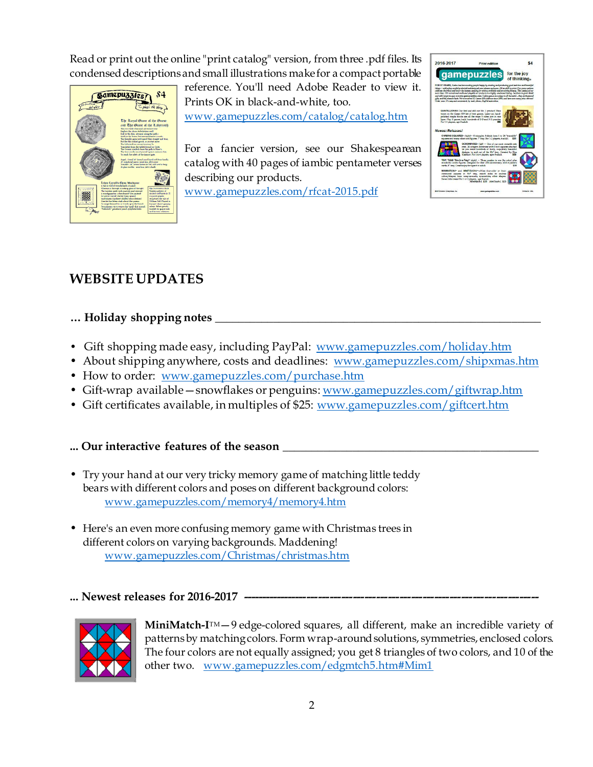Read or print out the online "print catalog" version, from three .pdf files. Its condensed descriptions and small illustrations make for a compact portable reference. You'll need Adobe Reader to view it. Prints OK in black-and-white, too.
www.gamepuzzles.com/catalog/catalog.htm

For a fancier version, see our Shakespearean catalog with 40 pages of iambic pentameter verses describing our products.
www.gamepuzzles.com/rfcat-2015.pdf

## WEBSITE UPDATES

### ... Holiday shopping notes

- Gift shopping made easy, including PayPal: www.gamepuzzles.com/holiday.htm
- About shipping anywhere, costs and deadlines: www.gamepuzzles.com/shipxmas.htm
- How to order: www.gamepuzzles.com/purchase.htm
- Gift-wrap available—snowflakes or penguins: www.gamepuzzles.com/giftwrap.htm
- Gift certificates available, in multiples of $25: www.gamepuzzles.com/giftcert.htm

### ... Our interactive features of the season

- Try your hand at our very tricky memory game of matching little teddy bears with different colors and poses on different background colors:
  www.gamepuzzles.com/memory4/memory4.htm

- Here's an even more confusing memory game with Christmas trees in different colors on varying backgrounds. Maddening!
  www.gamepuzzles.com/Christmas/christmas.htm

### ... Newest releases for 2016-2017

**MiniMatch-I**™—9 edge-colored squares, all different, make an incredible variety of patterns by matching colors. Form wrap-around solutions, symmetries, enclosed colors. The four colors are not equally assigned; you get 8 triangles of two colors, and 10 of the other two. www.gamepuzzles.com/edgmtch5.htm#Mim1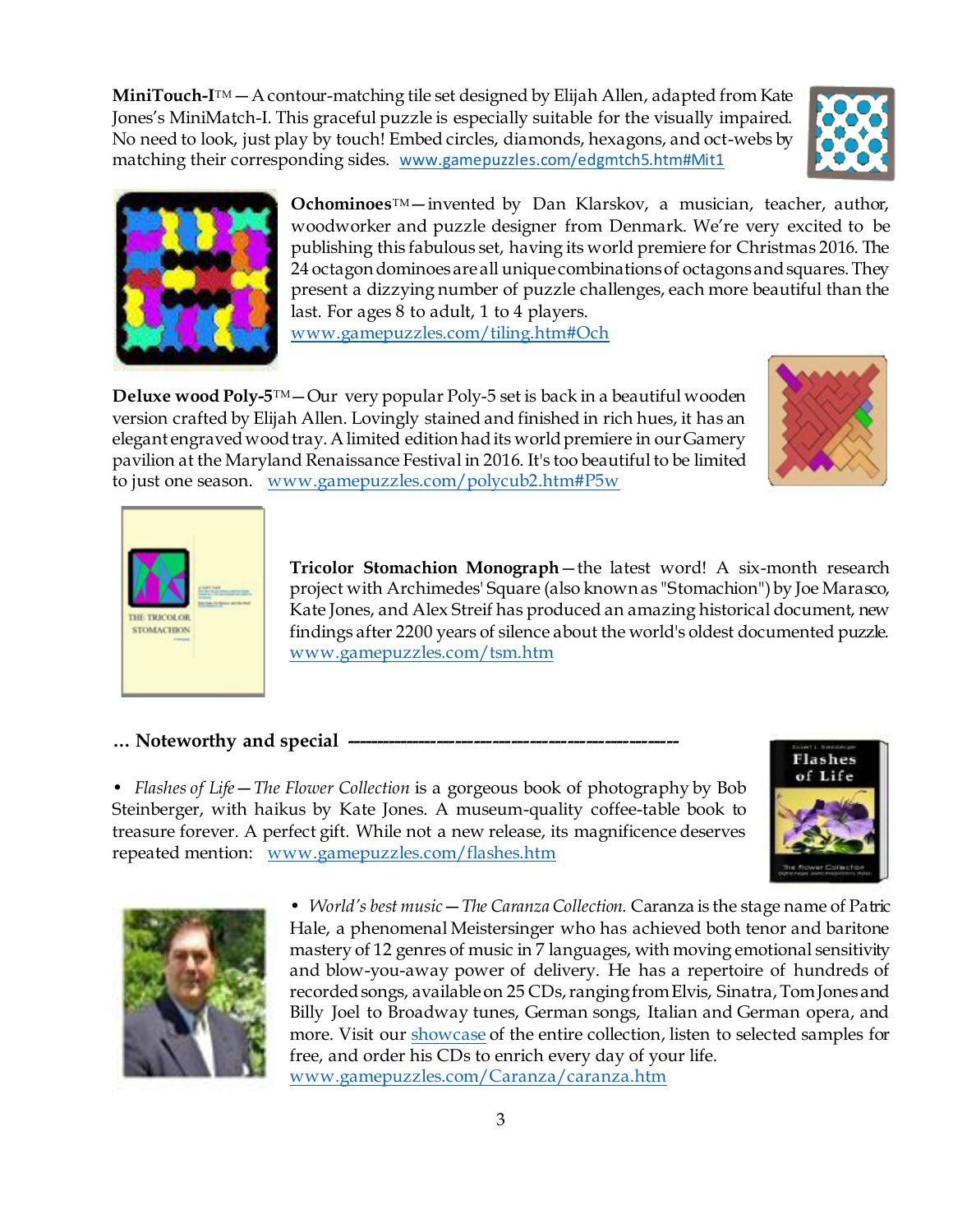**MiniTouch-I**™ — A contour-matching tile set designed by Elijah Allen, adapted from Kate Jones's MiniMatch-I. This graceful puzzle is especially suitable for the visually impaired. No need to look, just play by touch! Embed circles, diamonds, hexagons, and oct-webs by matching their corresponding sides. www.gamepuzzles.com/edgmtch5.htm#Mit1

**Ochominoes**™ — invented by Dan Klarskov, a musician, teacher, author, woodworker and puzzle designer from Denmark. We're very excited to be publishing this fabulous set, having its world premiere for Christmas 2016. The 24 octagon dominoes are all unique combinations of octagons and squares. They present a dizzying number of puzzle challenges, each more beautiful than the last. For ages 8 to adult, 1 to 4 players. www.gamepuzzles.com/tiling.htm#Och

**Deluxe wood Poly-5**™ — Our very popular Poly-5 set is back in a beautiful wooden version crafted by Elijah Allen. Lovingly stained and finished in rich hues, it has an elegant engraved wood tray. A limited edition had its world premiere in our Gamery pavilion at the Maryland Renaissance Festival in 2016. It's too beautiful to be limited to just one season. www.gamepuzzles.com/polycub2.htm#P5w

**Tricolor Stomachion Monograph** — the latest word! A six-month research project with Archimedes' Square (also known as "Stomachion") by Joe Marasco, Kate Jones, and Alex Streif has produced an amazing historical document, new findings after 2200 years of silence about the world's oldest documented puzzle. www.gamepuzzles.com/tsm.htm

**... Noteworthy and special** ---------------------------------------------------

- *Flashes of Life — The Flower Collection* is a gorgeous book of photography by Bob Steinberger, with haikus by Kate Jones. A museum-quality coffee-table book to treasure forever. A perfect gift. While not a new release, its magnificence deserves repeated mention: www.gamepuzzles.com/flashes.htm

- *World's best music — The Caranza Collection.* Caranza is the stage name of Patric Hale, a phenomenal Meistersinger who has achieved both tenor and baritone mastery of 12 genres of music in 7 languages, with moving emotional sensitivity and blow-you-away power of delivery. He has a repertoire of hundreds of recorded songs, available on 25 CDs, ranging from Elvis, Sinatra, Tom Jones and Billy Joel to Broadway tunes, German songs, Italian and German opera, and more. Visit our showcase of the entire collection, listen to selected samples for free, and order his CDs to enrich every day of your life. www.gamepuzzles.com/Caranza/caranza.htm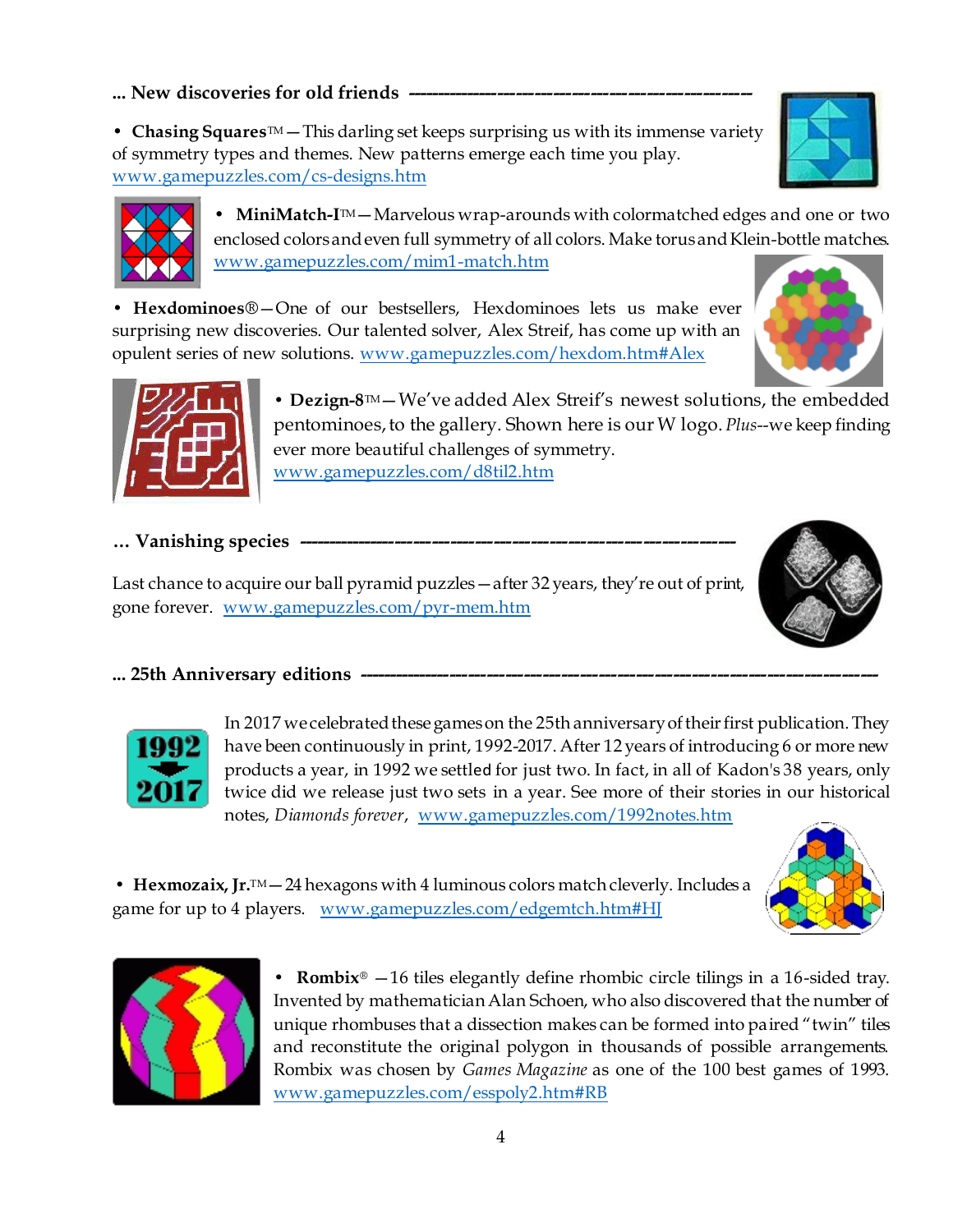### ... New discoveries for old friends

- **Chasing Squares**™ — This darling set keeps surprising us with its immense variety of symmetry types and themes. New patterns emerge each time you play. www.gamepuzzles.com/cs-designs.htm

- **MiniMatch-I**™ — Marvelous wrap-arounds with colormatched edges and one or two enclosed colors and even full symmetry of all colors. Make torus and Klein-bottle matches. www.gamepuzzles.com/mim1-match.htm

- **Hexdominoes**® — One of our bestsellers, Hexdominoes lets us make ever surprising new discoveries. Our talented solver, Alex Streif, has come up with an opulent series of new solutions. www.gamepuzzles.com/hexdom.htm#Alex

- **Dezign-8**™ — We've added Alex Streif's newest solutions, the embedded pentominoes, to the gallery. Shown here is our W logo. *Plus*--we keep finding ever more beautiful challenges of symmetry. www.gamepuzzles.com/d8til2.htm

### ... Vanishing species

Last chance to acquire our ball pyramid puzzles — after 32 years, they're out of print, gone forever. www.gamepuzzles.com/pyr-mem.htm

### ... 25th Anniversary editions

1992 → 2017

In 2017 we celebrated these games on the 25th anniversary of their first publication. They have been continuously in print, 1992-2017. After 12 years of introducing 6 or more new products a year, in 1992 we settled for just two. In fact, in all of Kadon's 38 years, only twice did we release just two sets in a year. See more of their stories in our historical notes, *Diamonds forever*, www.gamepuzzles.com/1992notes.htm

- **Hexmozaix, Jr.**™ — 24 hexagons with 4 luminous colors match cleverly. Includes a game for up to 4 players. www.gamepuzzles.com/edgemtch.htm#HJ

- **Rombix**® — 16 tiles elegantly define rhombic circle tilings in a 16-sided tray. Invented by mathematician Alan Schoen, who also discovered that the number of unique rhombuses that a dissection makes can be formed into paired "twin" tiles and reconstitute the original polygon in thousands of possible arrangements. Rombix was chosen by *Games Magazine* as one of the 100 best games of 1993. www.gamepuzzles.com/esspoly2.htm#RB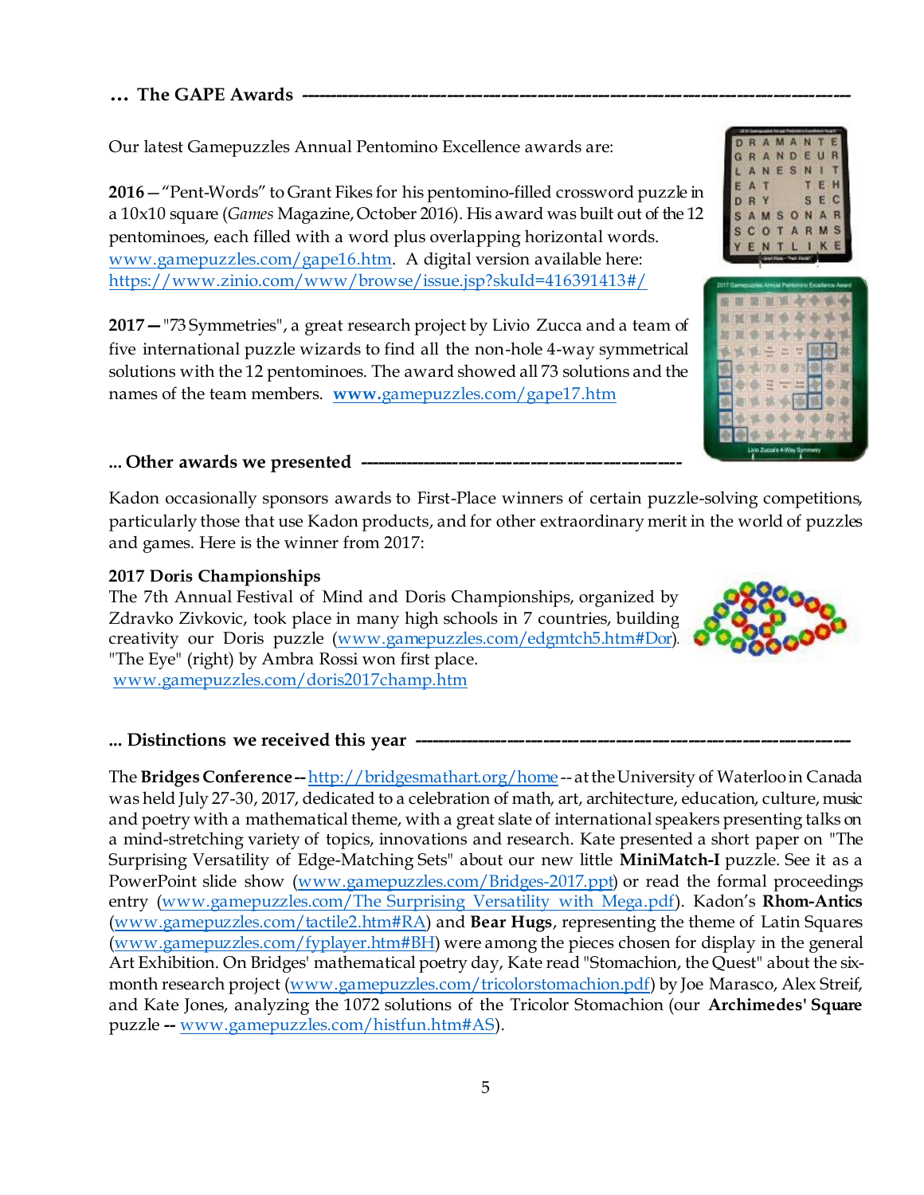## … The GAPE Awards

Our latest Gamepuzzles Annual Pentomino Excellence awards are:

**2016** — "Pent-Words" to Grant Fikes for his pentomino-filled crossword puzzle in a 10x10 square (*Games* Magazine, October 2016). His award was built out of the 12 pentominoes, each filled with a word plus overlapping horizontal words. www.gamepuzzles.com/gape16.htm. A digital version available here: https://www.zinio.com/www/browse/issue.jsp?skuId=416391413#/

**2017** — "73 Symmetries", a great research project by Livio Zucca and a team of five international puzzle wizards to find all the non-hole 4-way symmetrical solutions with the 12 pentominoes. The award showed all 73 solutions and the names of the team members. **www.**gamepuzzles.com/gape17.htm

## ... Other awards we presented

Kadon occasionally sponsors awards to First-Place winners of certain puzzle-solving competitions, particularly those that use Kadon products, and for other extraordinary merit in the world of puzzles and games. Here is the winner from 2017:

**2017 Doris Championships**
The 7th Annual Festival of Mind and Doris Championships, organized by Zdravko Zivkovic, took place in many high schools in 7 countries, building creativity our Doris puzzle (www.gamepuzzles.com/edgmtch5.htm#Dor). "The Eye" (right) by Ambra Rossi won first place.
www.gamepuzzles.com/doris2017champ.htm

## ... Distinctions we received this year

The **Bridges Conference** -- http://bridgesmathart.org/home -- at the University of Waterloo in Canada was held July 27-30, 2017, dedicated to a celebration of math, art, architecture, education, culture, music and poetry with a mathematical theme, with a great slate of international speakers presenting talks on a mind-stretching variety of topics, innovations and research. Kate presented a short paper on "The Surprising Versatility of Edge-Matching Sets" about our new little **MiniMatch-I** puzzle. See it as a PowerPoint slide show (www.gamepuzzles.com/Bridges-2017.ppt) or read the formal proceedings entry (www.gamepuzzles.com/The Surprising Versatility with Mega.pdf). Kadon's **Rhom-Antics** (www.gamepuzzles.com/tactile2.htm#RA) and **Bear Hugs**, representing the theme of Latin Squares (www.gamepuzzles.com/fyplayer.htm#BH) were among the pieces chosen for display in the general Art Exhibition. On Bridges' mathematical poetry day, Kate read "Stomachion, the Quest" about the six-month research project (www.gamepuzzles.com/tricolorstomachion.pdf) by Joe Marasco, Alex Streif, and Kate Jones, analyzing the 1072 solutions of the Tricolor Stomachion (our **Archimedes' Square** puzzle -- www.gamepuzzles.com/histfun.htm#AS).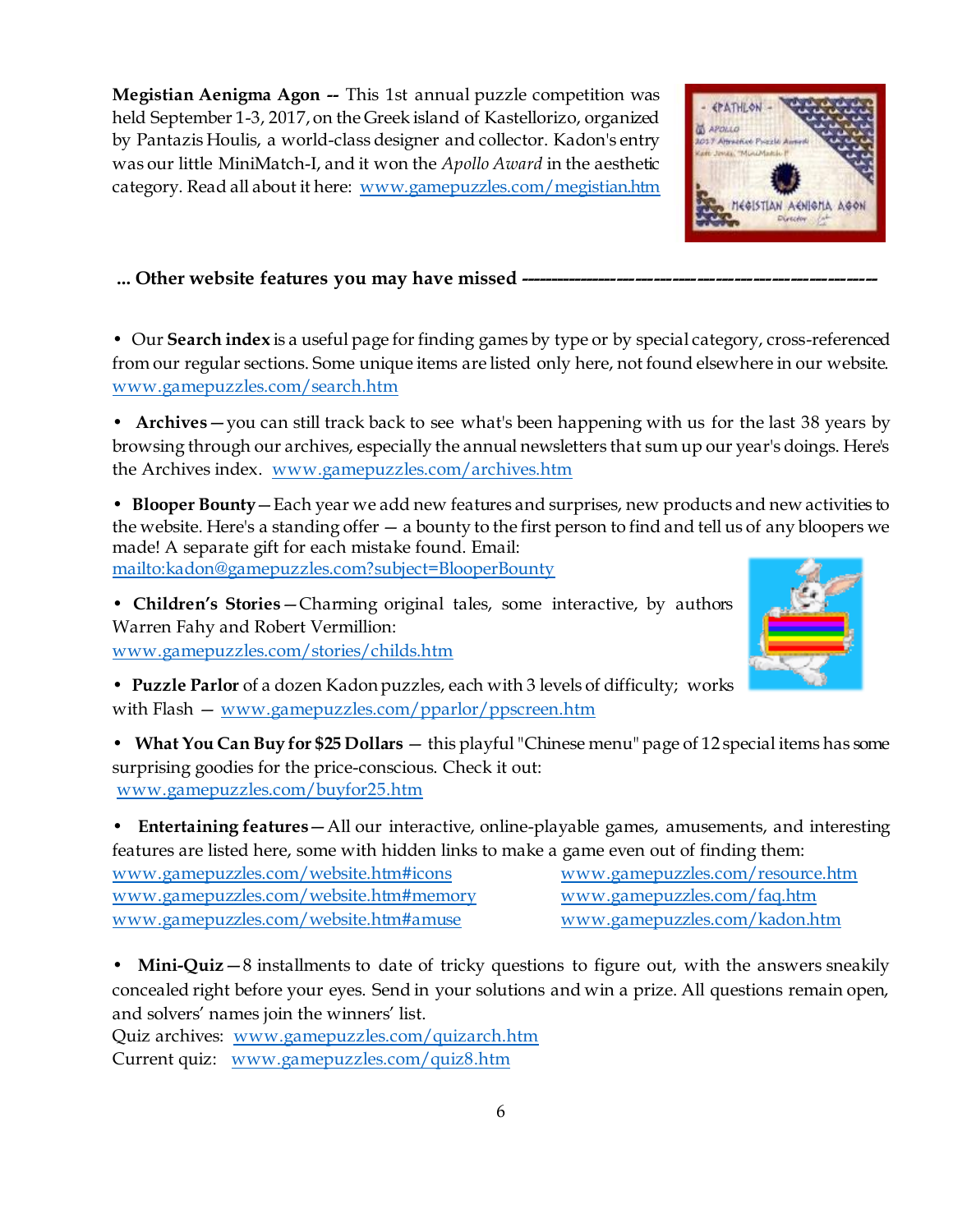**Megistian Aenigma Agon --** This 1st annual puzzle competition was held September 1-3, 2017, on the Greek island of Kastellorizo, organized by Pantazis Houlis, a world-class designer and collector. Kadon's entry was our little MiniMatch-I, and it won the *Apollo Award* in the aesthetic category. Read all about it here: www.gamepuzzles.com/megistian.htm

**... Other website features you may have missed** ---------------------------------------------------------

- Our **Search index** is a useful page for finding games by type or by special category, cross-referenced from our regular sections. Some unique items are listed only here, not found elsewhere in our website. www.gamepuzzles.com/search.htm

- **Archives** — you can still track back to see what's been happening with us for the last 38 years by browsing through our archives, especially the annual newsletters that sum up our year's doings. Here's the Archives index. www.gamepuzzles.com/archives.htm

- **Blooper Bounty** — Each year we add new features and surprises, new products and new activities to the website. Here's a standing offer — a bounty to the first person to find and tell us of any bloopers we made! A separate gift for each mistake found. Email: mailto:kadon@gamepuzzles.com?subject=BlooperBounty

- **Children's Stories** — Charming original tales, some interactive, by authors Warren Fahy and Robert Vermillion: www.gamepuzzles.com/stories/childs.htm

- **Puzzle Parlor** of a dozen Kadon puzzles, each with 3 levels of difficulty; works with Flash — www.gamepuzzles.com/pparlor/ppscreen.htm

- **What You Can Buy for $25 Dollars** — this playful "Chinese menu" page of 12 special items has some surprising goodies for the price-conscious. Check it out: www.gamepuzzles.com/buyfor25.htm

- **Entertaining features** — All our interactive, online-playable games, amusements, and interesting features are listed here, some with hidden links to make a game even out of finding them:
  www.gamepuzzles.com/website.htm#icons
  www.gamepuzzles.com/website.htm#memory
  www.gamepuzzles.com/website.htm#amuse
  www.gamepuzzles.com/resource.htm
  www.gamepuzzles.com/faq.htm
  www.gamepuzzles.com/kadon.htm

- **Mini-Quiz** — 8 installments to date of tricky questions to figure out, with the answers sneakily concealed right before your eyes. Send in your solutions and win a prize. All questions remain open, and solvers' names join the winners' list.
  Quiz archives: www.gamepuzzles.com/quizarch.htm
  Current quiz: www.gamepuzzles.com/quiz8.htm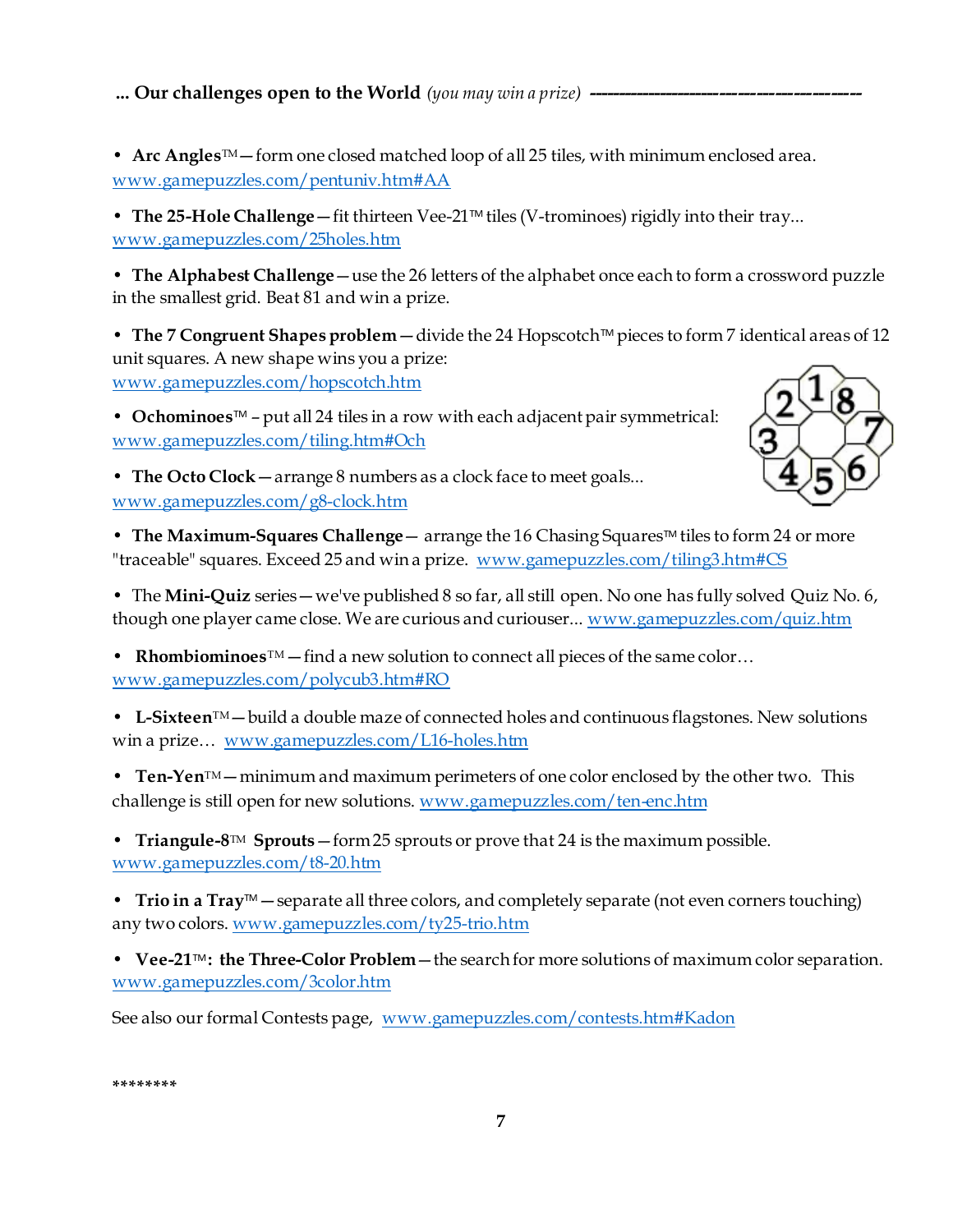**... Our challenges open to the World** *(you may win a prize)* ----------------------------------------

- **Arc Angles**™ — form one closed matched loop of all 25 tiles, with minimum enclosed area. www.gamepuzzles.com/pentuniv.htm#AA

- **The 25-Hole Challenge** — fit thirteen Vee-21™ tiles (V-trominoes) rigidly into their tray... www.gamepuzzles.com/25holes.htm

- **The Alphabest Challenge** — use the 26 letters of the alphabet once each to form a crossword puzzle in the smallest grid. Beat 81 and win a prize.

- **The 7 Congruent Shapes problem** — divide the 24 Hopscotch™ pieces to form 7 identical areas of 12 unit squares. A new shape wins you a prize: www.gamepuzzles.com/hopscotch.htm

- **Ochominoes**™ – put all 24 tiles in a row with each adjacent pair symmetrical: www.gamepuzzles.com/tiling.htm#Och

- **The Octo Clock** — arrange 8 numbers as a clock face to meet goals... www.gamepuzzles.com/g8-clock.htm

- **The Maximum-Squares Challenge** — arrange the 16 Chasing Squares™ tiles to form 24 or more "traceable" squares. Exceed 25 and win a prize. www.gamepuzzles.com/tiling3.htm#CS

- The **Mini-Quiz** series — we've published 8 so far, all still open. No one has fully solved Quiz No. 6, though one player came close. We are curious and curiouser... www.gamepuzzles.com/quiz.htm

- **Rhombiominoes**™ — find a new solution to connect all pieces of the same color… www.gamepuzzles.com/polycub3.htm#RO

- **L-Sixteen**™ — build a double maze of connected holes and continuous flagstones. New solutions win a prize… www.gamepuzzles.com/L16-holes.htm

- **Ten-Yen**™ — minimum and maximum perimeters of one color enclosed by the other two. This challenge is still open for new solutions. www.gamepuzzles.com/ten-enc.htm

- **Triangule-8**™ **Sprouts** — form 25 sprouts or prove that 24 is the maximum possible. www.gamepuzzles.com/t8-20.htm

- **Trio in a Tray**™ — separate all three colors, and completely separate (not even corners touching) any two colors. www.gamepuzzles.com/ty25-trio.htm

- **Vee-21**™**: the Three-Color Problem** — the search for more solutions of maximum color separation. www.gamepuzzles.com/3color.htm

See also our formal Contests page, www.gamepuzzles.com/contests.htm#Kadon

********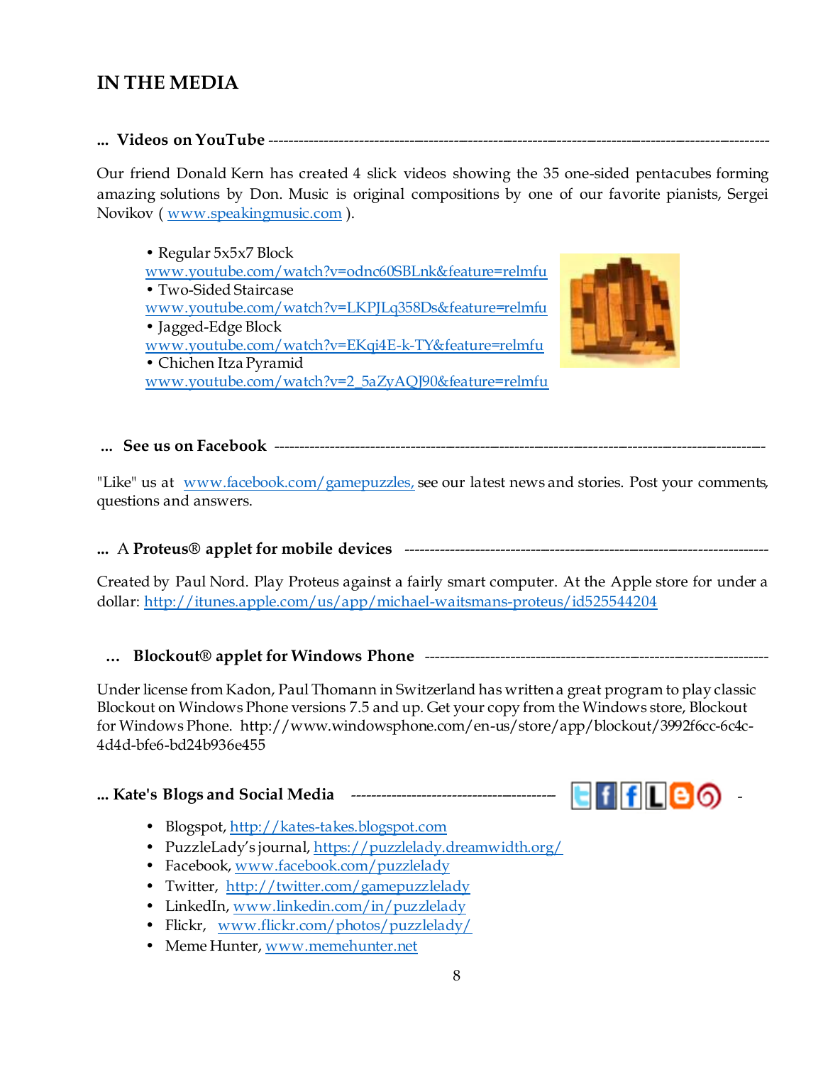## IN THE MEDIA

**... Videos on YouTube** ---------------------------------------------------------------------------------

Our friend Donald Kern has created 4 slick videos showing the 35 one-sided pentacubes forming amazing solutions by Don. Music is original compositions by one of our favorite pianists, Sergei Novikov ( www.speakingmusic.com ).

- Regular 5x5x7 Block  
  www.youtube.com/watch?v=odnc60SBLnk&feature=relmfu
- Two-Sided Staircase  
  www.youtube.com/watch?v=LKPJLq358Ds&feature=relmfu
- Jagged-Edge Block  
  www.youtube.com/watch?v=EKqi4E-k-TY&feature=relmfu
- Chichen Itza Pyramid  
  www.youtube.com/watch?v=2_5aZyAQJ90&feature=relmfu

**... See us on Facebook** ---------------------------------------------------------------------------------

"Like" us at www.facebook.com/gamepuzzles, see our latest news and stories. Post your comments, questions and answers.

**...** A **Proteus® applet for mobile devices** ------------------------------------------------------------

Created by Paul Nord. Play Proteus against a fairly smart computer. At the Apple store for under a dollar: http://itunes.apple.com/us/app/michael-waitsmans-proteus/id525544204

**... Blockout® applet for Windows Phone** ---------------------------------------------------------------

Under license from Kadon, Paul Thomann in Switzerland has written a great program to play classic Blockout on Windows Phone versions 7.5 and up. Get your copy from the Windows store, Blockout for Windows Phone. http://www.windowsphone.com/en-us/store/app/blockout/3992f6cc-6c4c-4d4d-bfe6-bd24b936e455

**... Kate's Blogs and Social Media** ---------------------------------------- -

- Blogspot, http://kates-takes.blogspot.com
- PuzzleLady's journal, https://puzzlelady.dreamwidth.org/
- Facebook, www.facebook.com/puzzlelady
- Twitter, http://twitter.com/gamepuzzlelady
- LinkedIn, www.linkedin.com/in/puzzlelady
- Flickr, www.flickr.com/photos/puzzlelady/
- Meme Hunter, www.memehunter.net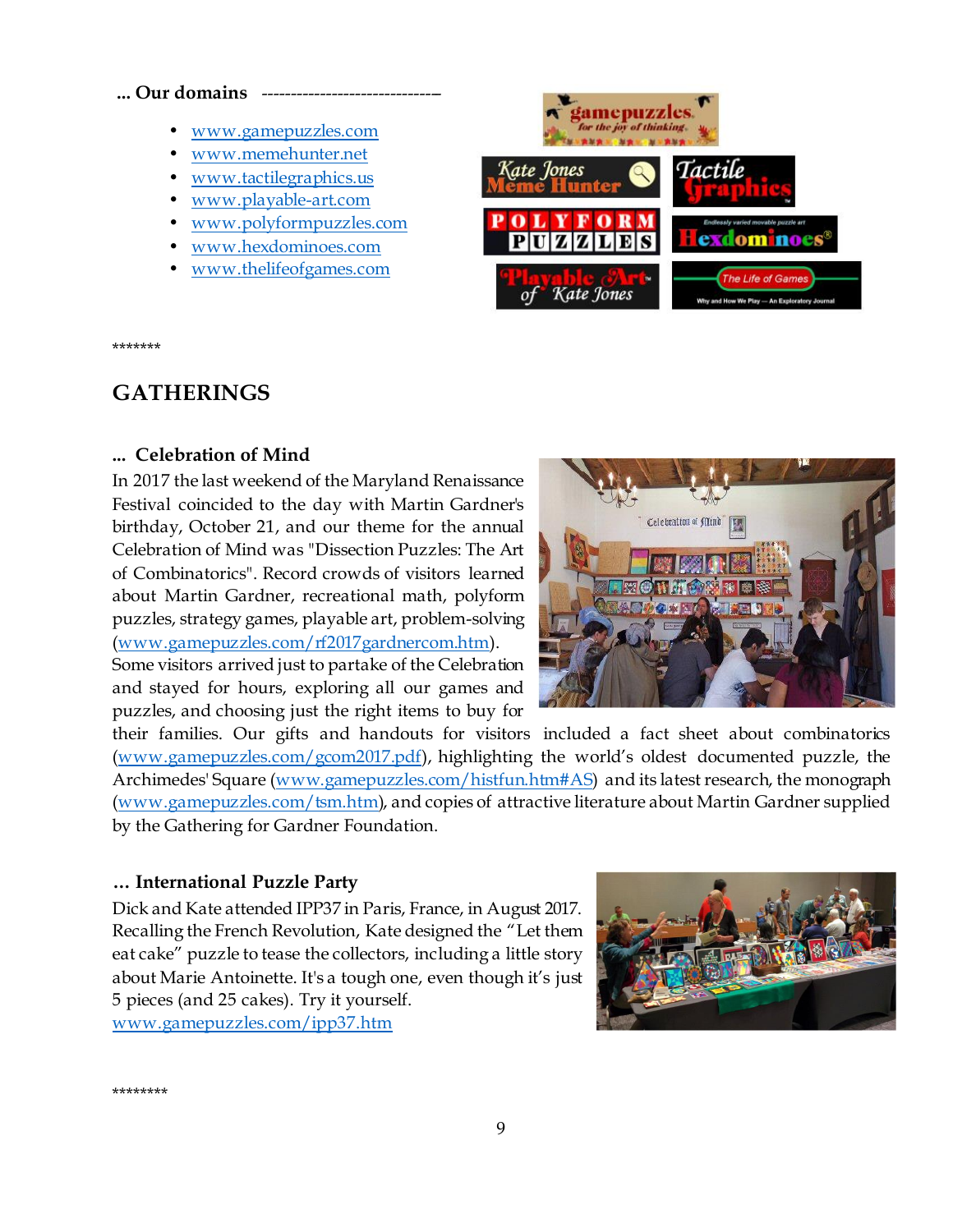**... Our domains** ------------------------------

- www.gamepuzzles.com
- www.memehunter.net
- www.tactilegraphics.us
- www.playable-art.com
- www.polyformpuzzles.com
- www.hexdominoes.com
- www.thelifeofgames.com

*******

## GATHERINGS

### ... Celebration of Mind

In 2017 the last weekend of the Maryland Renaissance Festival coincided to the day with Martin Gardner's birthday, October 21, and our theme for the annual Celebration of Mind was "Dissection Puzzles: The Art of Combinatorics". Record crowds of visitors learned about Martin Gardner, recreational math, polyform puzzles, strategy games, playable art, problem-solving (www.gamepuzzles.com/rf2017gardnercom.htm). Some visitors arrived just to partake of the Celebration and stayed for hours, exploring all our games and puzzles, and choosing just the right items to buy for their families. Our gifts and handouts for visitors included a fact sheet about combinatorics (www.gamepuzzles.com/gcom2017.pdf), highlighting the world's oldest documented puzzle, the Archimedes' Square (www.gamepuzzles.com/histfun.htm#AS) and its latest research, the monograph (www.gamepuzzles.com/tsm.htm), and copies of attractive literature about Martin Gardner supplied by the Gathering for Gardner Foundation.

### ... International Puzzle Party

Dick and Kate attended IPP37 in Paris, France, in August 2017. Recalling the French Revolution, Kate designed the "Let them eat cake" puzzle to tease the collectors, including a little story about Marie Antoinette. It's a tough one, even though it's just 5 pieces (and 25 cakes). Try it yourself.
www.gamepuzzles.com/ipp37.htm

********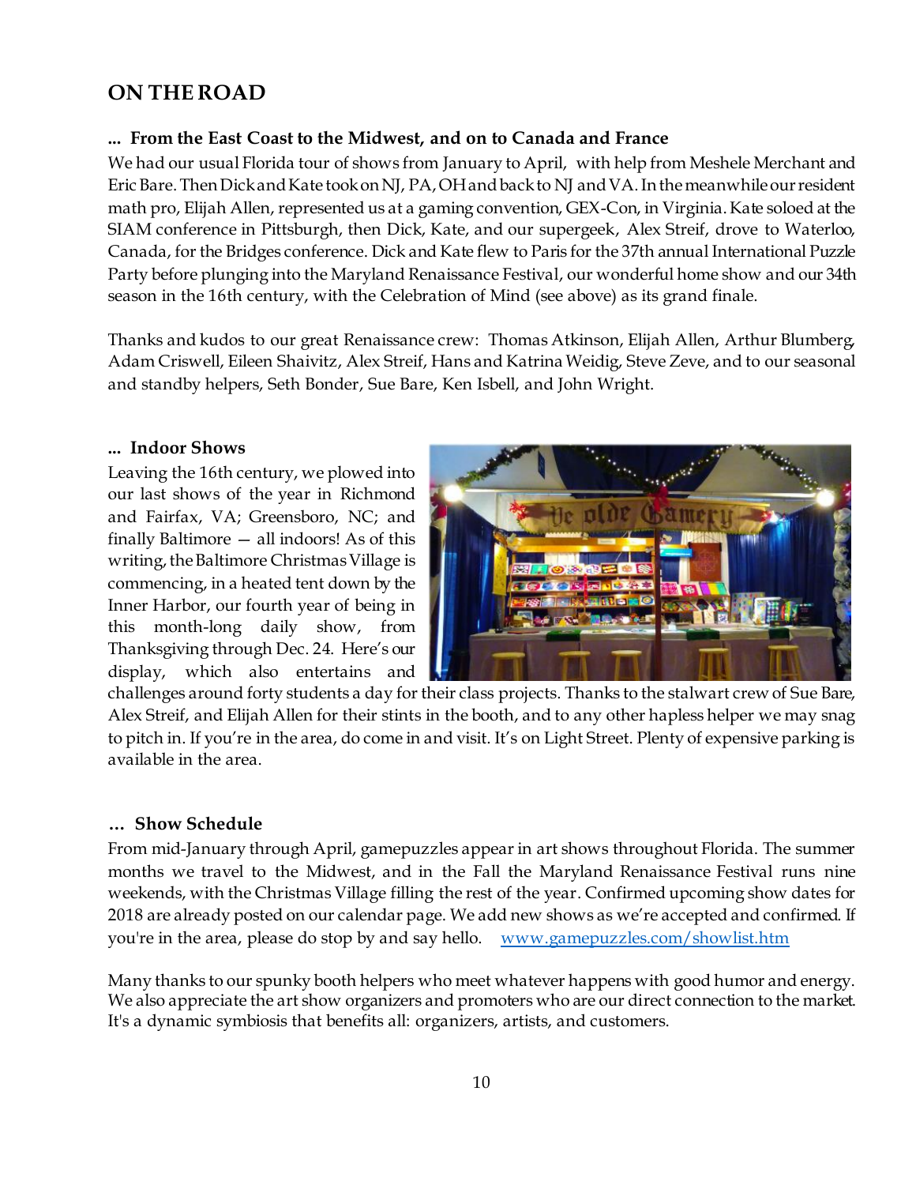## ON THE ROAD

### ... From the East Coast to the Midwest, and on to Canada and France

We had our usual Florida tour of shows from January to April, with help from Meshele Merchant and Eric Bare. Then Dick and Kate took on NJ, PA, OH and back to NJ and VA. In the meanwhile our resident math pro, Elijah Allen, represented us at a gaming convention, GEX-Con, in Virginia. Kate soloed at the SIAM conference in Pittsburgh, then Dick, Kate, and our supergeek, Alex Streif, drove to Waterloo, Canada, for the Bridges conference. Dick and Kate flew to Paris for the 37th annual International Puzzle Party before plunging into the Maryland Renaissance Festival, our wonderful home show and our 34th season in the 16th century, with the Celebration of Mind (see above) as its grand finale.

Thanks and kudos to our great Renaissance crew: Thomas Atkinson, Elijah Allen, Arthur Blumberg, Adam Criswell, Eileen Shaivitz, Alex Streif, Hans and Katrina Weidig, Steve Zeve, and to our seasonal and standby helpers, Seth Bonder, Sue Bare, Ken Isbell, and John Wright.

### ... Indoor Shows

Leaving the 16th century, we plowed into our last shows of the year in Richmond and Fairfax, VA; Greensboro, NC; and finally Baltimore — all indoors! As of this writing, the Baltimore Christmas Village is commencing, in a heated tent down by the Inner Harbor, our fourth year of being in this month-long daily show, from Thanksgiving through Dec. 24. Here's our display, which also entertains and challenges around forty students a day for their class projects. Thanks to the stalwart crew of Sue Bare, Alex Streif, and Elijah Allen for their stints in the booth, and to any other hapless helper we may snag to pitch in. If you're in the area, do come in and visit. It's on Light Street. Plenty of expensive parking is available in the area.

### ... Show Schedule

From mid-January through April, gamepuzzles appear in art shows throughout Florida. The summer months we travel to the Midwest, and in the Fall the Maryland Renaissance Festival runs nine weekends, with the Christmas Village filling the rest of the year. Confirmed upcoming show dates for 2018 are already posted on our calendar page. We add new shows as we're accepted and confirmed. If you're in the area, please do stop by and say hello. www.gamepuzzles.com/showlist.htm

Many thanks to our spunky booth helpers who meet whatever happens with good humor and energy. We also appreciate the art show organizers and promoters who are our direct connection to the market. It's a dynamic symbiosis that benefits all: organizers, artists, and customers.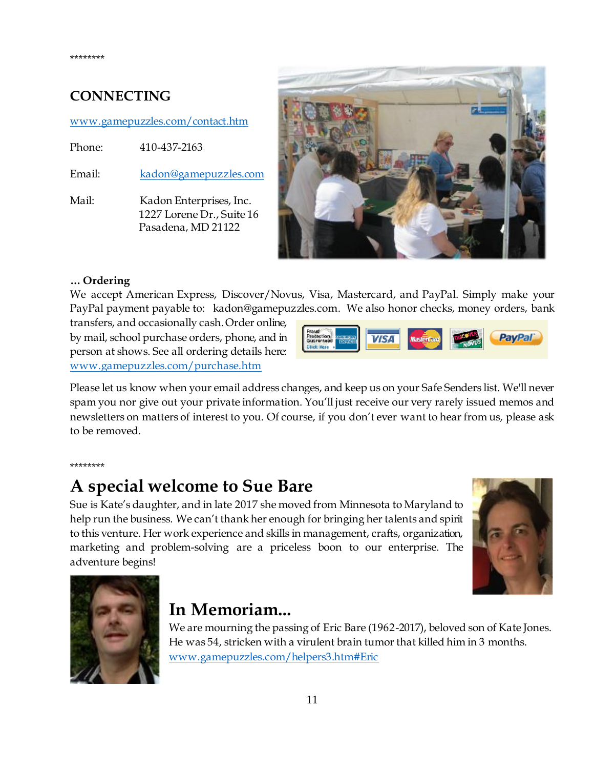********

## CONNECTING

www.gamepuzzles.com/contact.htm

Phone: 410-437-2163

Email: kadon@gamepuzzles.com

Mail: Kadon Enterprises, Inc.
1227 Lorene Dr., Suite 16
Pasadena, MD 21122

**… Ordering**

We accept American Express, Discover/Novus, Visa, Mastercard, and PayPal. Simply make your PayPal payment payable to: kadon@gamepuzzles.com. We also honor checks, money orders, bank transfers, and occasionally cash. Order online, by mail, school purchase orders, phone, and in person at shows. See all ordering details here: www.gamepuzzles.com/purchase.htm

Please let us know when your email address changes, and keep us on your Safe Senders list. We'll never spam you nor give out your private information. You'll just receive our very rarely issued memos and newsletters on matters of interest to you. Of course, if you don't ever want to hear from us, please ask to be removed.

********

# A special welcome to Sue Bare

Sue is Kate's daughter, and in late 2017 she moved from Minnesota to Maryland to help run the business. We can't thank her enough for bringing her talents and spirit to this venture. Her work experience and skills in management, crafts, organization, marketing and problem-solving are a priceless boon to our enterprise. The adventure begins!

# In Memoriam...

We are mourning the passing of Eric Bare (1962-2017), beloved son of Kate Jones. He was 54, stricken with a virulent brain tumor that killed him in 3 months.
www.gamepuzzles.com/helpers3.htm#Eric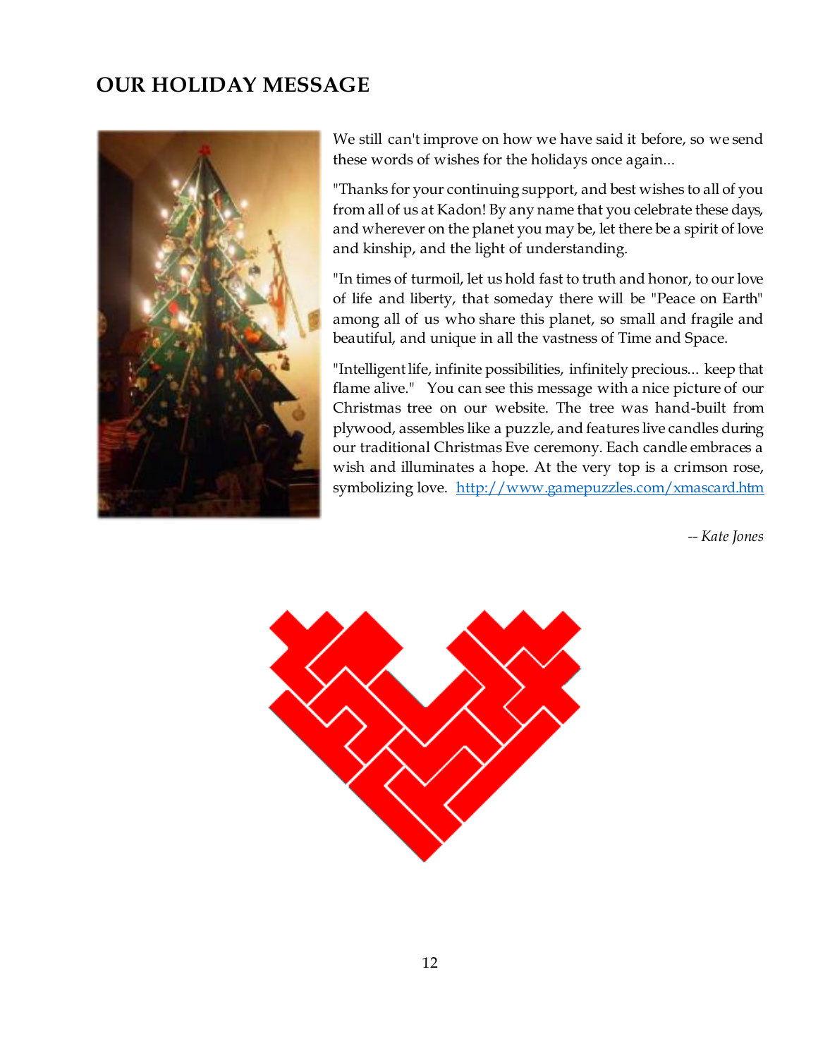## OUR HOLIDAY MESSAGE

We still can't improve on how we have said it before, so we send these words of wishes for the holidays once again...

"Thanks for your continuing support, and best wishes to all of you from all of us at Kadon! By any name that you celebrate these days, and wherever on the planet you may be, let there be a spirit of love and kinship, and the light of understanding.

"In times of turmoil, let us hold fast to truth and honor, to our love of life and liberty, that someday there will be "Peace on Earth" among all of us who share this planet, so small and fragile and beautiful, and unique in all the vastness of Time and Space.

"Intelligent life, infinite possibilities, infinitely precious... keep that flame alive." You can see this message with a nice picture of our Christmas tree on our website. The tree was hand-built from plywood, assembles like a puzzle, and features live candles during our traditional Christmas Eve ceremony. Each candle embraces a wish and illuminates a hope. At the very top is a crimson rose, symbolizing love. [http://www.gamepuzzles.com/xmascard.htm](http://www.gamepuzzles.com/xmascard.htm)

*-- Kate Jones*